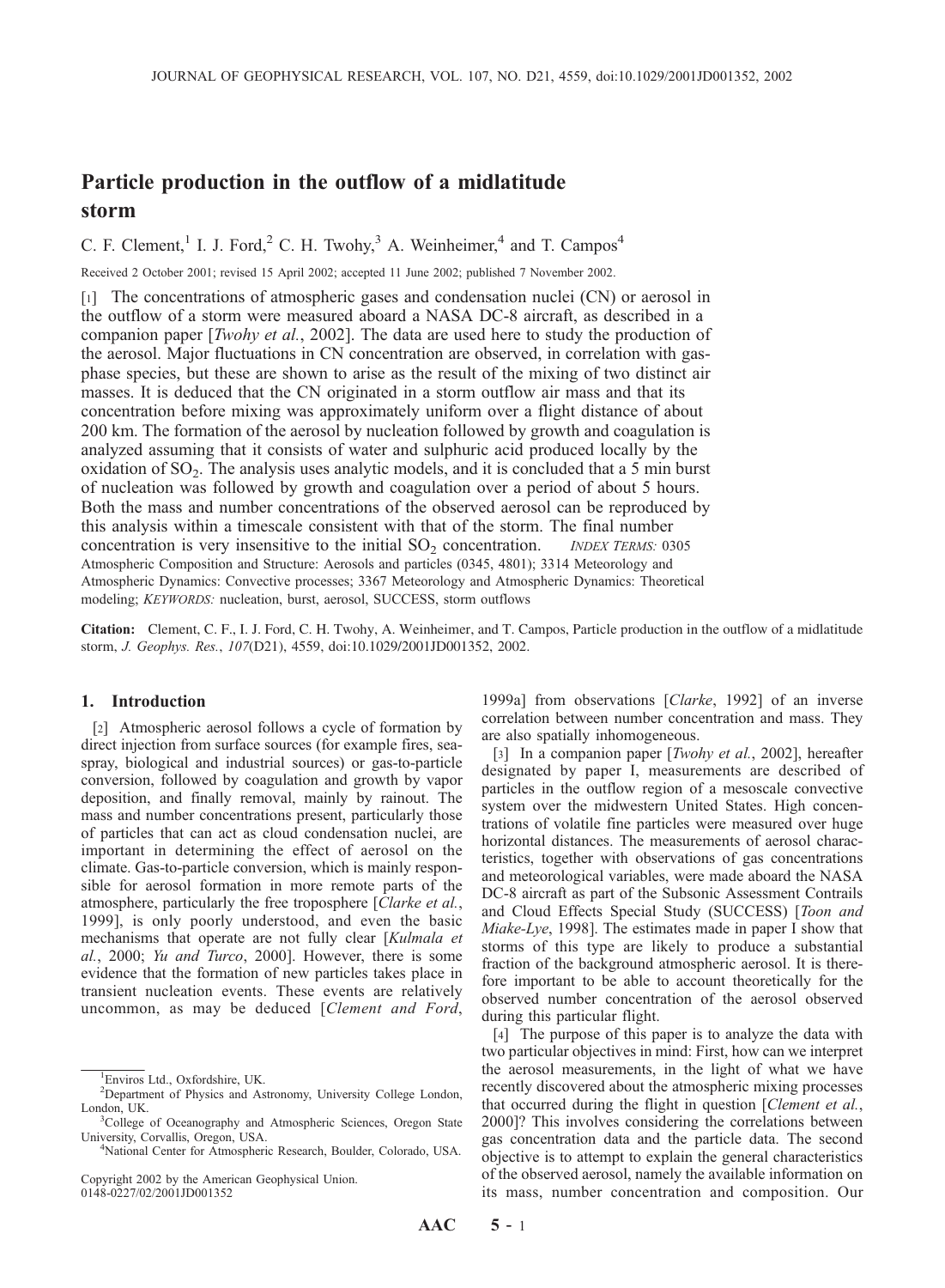# Particle production in the outflow of a midlatitude storm

C. F. Clement,[1] I. J. Ford,[2] C. H. Twohy,[3] A. Weinheimer,[4] and T. Campos[4]

Received 2 October 2001; revised 15 April 2002; accepted 11 June 2002; published 7 November 2002.

[1] The concentrations of atmospheric gases and condensation nuclei (CN) or aerosol in the outflow of a storm were measured aboard a NASA DC-8 aircraft, as described in a companion paper [*Twohy et al.*, 2002]. The data are used here to study the production of the aerosol. Major fluctuations in CN concentration are observed, in correlation with gas-phase species, but these are shown to arise as the result of the mixing of two distinct air masses. It is deduced that the CN originated in a storm outflow air mass and that its concentration before mixing was approximately uniform over a flight distance of about 200 km. The formation of the aerosol by nucleation followed by growth and coagulation is analyzed assuming that it consists of water and sulphuric acid produced locally by the oxidation of $SO_2$. The analysis uses analytic models, and it is concluded that a 5 min burst of nucleation was followed by growth and coagulation over a period of about 5 hours. Both the mass and number concentrations of the observed aerosol can be reproduced by this analysis within a timescale consistent with that of the storm. The final number concentration is very insensitive to the initial $SO_2$ concentration. *INDEX TERMS:* 0305 Atmospheric Composition and Structure: Aerosols and particles (0345, 4801); 3314 Meteorology and Atmospheric Dynamics: Convective processes; 3367 Meteorology and Atmospheric Dynamics: Theoretical modeling; *KEYWORDS:* nucleation, burst, aerosol, SUCCESS, storm outflows

**Citation:** Clement, C. F., I. J. Ford, C. H. Twohy, A. Weinheimer, and T. Campos, Particle production in the outflow of a midlatitude storm, *J. Geophys. Res.*, *107*(D21), 4559, doi:10.1029/2001JD001352, 2002.

## 1. Introduction

[2] Atmospheric aerosol follows a cycle of formation by direct injection from surface sources (for example fires, sea-spray, biological and industrial sources) or gas-to-particle conversion, followed by coagulation and growth by vapor deposition, and finally removal, mainly by rainout. The mass and number concentrations present, particularly those of particles that can act as cloud condensation nuclei, are important in determining the effect of aerosol on the climate. Gas-to-particle conversion, which is mainly responsible for aerosol formation in more remote parts of the atmosphere, particularly the free troposphere [*Clarke et al.*, 1999], is only poorly understood, and even the basic mechanisms that operate are not fully clear [*Kulmala et al.*, 2000; *Yu and Turco*, 2000]. However, there is some evidence that the formation of new particles takes place in transient nucleation events. These events are relatively uncommon, as may be deduced [*Clement and Ford*, 1999a] from observations [*Clarke*, 1992] of an inverse correlation between number concentration and mass. They are also spatially inhomogeneous.

[3] In a companion paper [*Twohy et al.*, 2002], hereafter designated by paper I, measurements are described of particles in the outflow region of a mesoscale convective system over the midwestern United States. High concentrations of volatile fine particles were measured over huge horizontal distances. The measurements of aerosol characteristics, together with observations of gas concentrations and meteorological variables, were made aboard the NASA DC-8 aircraft as part of the Subsonic Assessment Contrails and Cloud Effects Special Study (SUCCESS) [*Toon and Miake-Lye*, 1998]. The estimates made in paper I show that storms of this type are likely to produce a substantial fraction of the background atmospheric aerosol. It is therefore important to be able to account theoretically for the observed number concentration of the aerosol observed during this particular flight.

[4] The purpose of this paper is to analyze the data with two particular objectives in mind: First, how can we interpret the aerosol measurements, in the light of what we have recently discovered about the atmospheric mixing processes that occurred during the flight in question [*Clement et al.*, 2000]? This involves considering the correlations between gas concentration data and the particle data. The second objective is to attempt to explain the general characteristics of the observed aerosol, namely the available information on its mass, number concentration and composition. Our

[1] Enviros Ltd., Oxfordshire, UK.
[2] Department of Physics and Astronomy, University College London, London, UK.
[3] College of Oceanography and Atmospheric Sciences, Oregon State University, Corvallis, Oregon, USA.
[4] National Center for Atmospheric Research, Boulder, Colorado, USA.

Copyright 2002 by the American Geophysical Union.
0148-0227/02/2001JD001352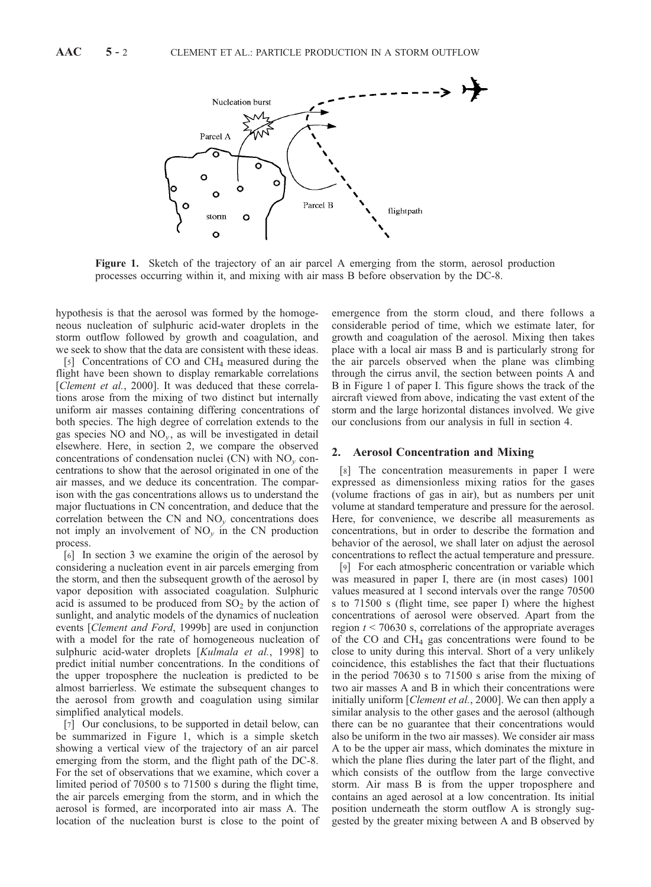**Figure 1.** Sketch of the trajectory of an air parcel A emerging from the storm, aerosol production processes occurring within it, and mixing with air mass B before observation by the DC-8.

hypothesis is that the aerosol was formed by the homogeneous nucleation of sulphuric acid-water droplets in the storm outflow followed by growth and coagulation, and we seek to show that the data are consistent with these ideas.

[5] Concentrations of CO and $CH_4$ measured during the flight have been shown to display remarkable correlations [*Clement et al.*, 2000]. It was deduced that these correlations arose from the mixing of two distinct but internally uniform air masses containing differing concentrations of both species. The high degree of correlation extends to the gas species NO and $NO_y$, as will be investigated in detail elsewhere. Here, in section 2, we compare the observed concentrations of condensation nuclei (CN) with $NO_y$ concentrations to show that the aerosol originated in one of the air masses, and we deduce its concentration. The comparison with the gas concentrations allows us to understand the major fluctuations in CN concentration, and deduce that the correlation between the CN and $NO_y$ concentrations does not imply an involvement of $NO_y$ in the CN production process.

[6] In section 3 we examine the origin of the aerosol by considering a nucleation event in air parcels emerging from the storm, and then the subsequent growth of the aerosol by vapor deposition with associated coagulation. Sulphuric acid is assumed to be produced from $SO_2$ by the action of sunlight, and analytic models of the dynamics of nucleation events [*Clement and Ford*, 1999b] are used in conjunction with a model for the rate of homogeneous nucleation of sulphuric acid-water droplets [*Kulmala et al.*, 1998] to predict initial number concentrations. In the conditions of the upper troposphere the nucleation is predicted to be almost barrierless. We estimate the subsequent changes to the aerosol from growth and coagulation using similar simplified analytical models.

[7] Our conclusions, to be supported in detail below, can be summarized in Figure 1, which is a simple sketch showing a vertical view of the trajectory of an air parcel emerging from the storm, and the flight path of the DC-8. For the set of observations that we examine, which cover a limited period of 70500 s to 71500 s during the flight time, the air parcels emerging from the storm, and in which the aerosol is formed, are incorporated into air mass A. The location of the nucleation burst is close to the point of emergence from the storm cloud, and there follows a considerable period of time, which we estimate later, for growth and coagulation of the aerosol. Mixing then takes place with a local air mass B and is particularly strong for the air parcels observed when the plane was climbing through the cirrus anvil, the section between points A and B in Figure 1 of paper I. This figure shows the track of the aircraft viewed from above, indicating the vast extent of the storm and the large horizontal distances involved. We give our conclusions from our analysis in full in section 4.

## 2. Aerosol Concentration and Mixing

[8] The concentration measurements in paper I were expressed as dimensionless mixing ratios for the gases (volume fractions of gas in air), but as numbers per unit volume at standard temperature and pressure for the aerosol. Here, for convenience, we describe all measurements as concentrations, but in order to describe the formation and behavior of the aerosol, we shall later on adjust the aerosol concentrations to reflect the actual temperature and pressure.

[9] For each atmospheric concentration or variable which was measured in paper I, there are (in most cases) 1001 values measured at 1 second intervals over the range 70500 s to 71500 s (flight time, see paper I) where the highest concentrations of aerosol were observed. Apart from the region $t < 70630$ s, correlations of the appropriate averages of the CO and $CH_4$ gas concentrations were found to be close to unity during this interval. Short of a very unlikely coincidence, this establishes the fact that their fluctuations in the period 70630 s to 71500 s arise from the mixing of two air masses A and B in which their concentrations were initially uniform [*Clement et al.*, 2000]. We can then apply a similar analysis to the other gases and the aerosol (although there can be no guarantee that their concentrations would also be uniform in the two air masses). We consider air mass A to be the upper air mass, which dominates the mixture in which the plane flies during the later part of the flight, and which consists of the outflow from the large convective storm. Air mass B is from the upper troposphere and contains an aged aerosol at a low concentration. Its initial position underneath the storm outflow A is strongly suggested by the greater mixing between A and B observed by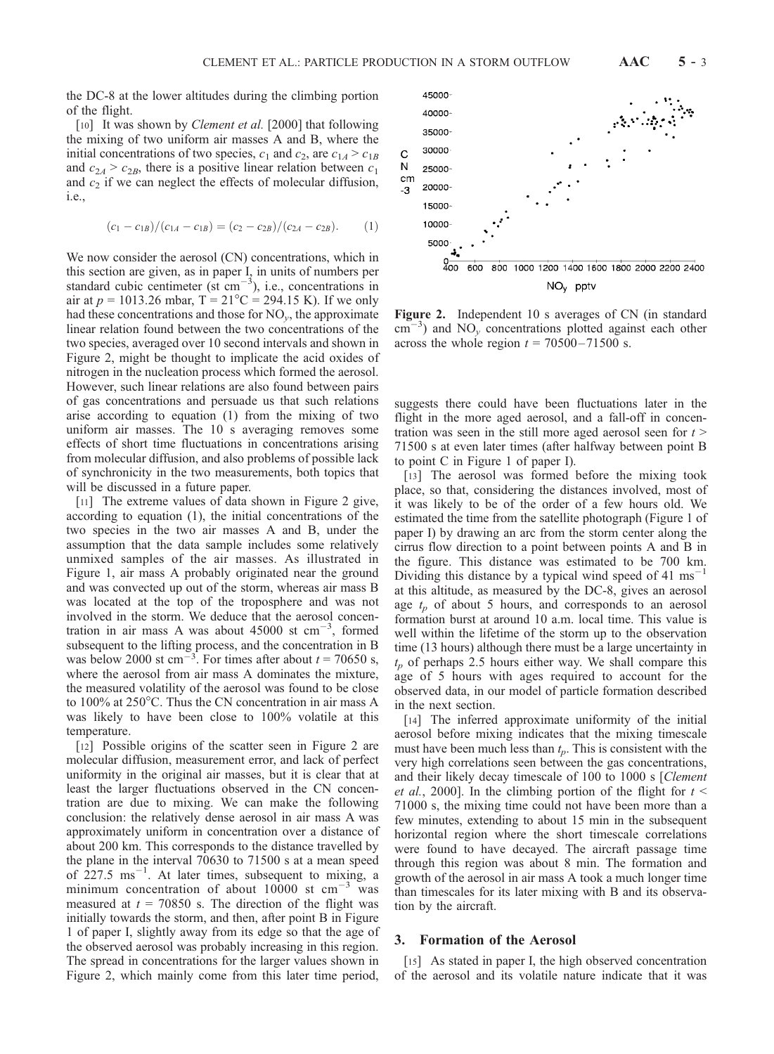the DC-8 at the lower altitudes during the climbing portion of the flight.

[10] It was shown by *Clement et al.* [2000] that following the mixing of two uniform air masses A and B, where the initial concentrations of two species, $c_1$ and $c_2$, are $c_{1A} > c_{1B}$ and $c_{2A} > c_{2B}$, there is a positive linear relation between $c_1$ and $c_2$ if we can neglect the effects of molecular diffusion, i.e.,

$$(c_1 - c_{1B})/(c_{1A} - c_{1B}) = (c_2 - c_{2B})/(c_{2A} - c_{2B}). \qquad (1)$$

We now consider the aerosol (CN) concentrations, which in this section are given, as in paper I, in units of numbers per standard cubic centimeter (st $cm^{-3}$), i.e., concentrations in air at $p = 1013.26$ mbar, $T = 21°C = 294.15$ K). If we only had these concentrations and those for $NO_y$, the approximate linear relation found between the two concentrations of the two species, averaged over 10 second intervals and shown in Figure 2, might be thought to implicate the acid oxides of nitrogen in the nucleation process which formed the aerosol. However, such linear relations are also found between pairs of gas concentrations and persuade us that such relations arise according to equation (1) from the mixing of two uniform air masses. The 10 s averaging removes some effects of short time fluctuations in concentrations arising from molecular diffusion, and also problems of possible lack of synchronicity in the two measurements, both topics that will be discussed in a future paper.

[11] The extreme values of data shown in Figure 2 give, according to equation (1), the initial concentrations of the two species in the two air masses A and B, under the assumption that the data sample includes some relatively unmixed samples of the air masses. As illustrated in Figure 1, air mass A probably originated near the ground and was convected up out of the storm, whereas air mass B was located at the top of the troposphere and was not involved in the storm. We deduce that the aerosol concentration in air mass A was about 45000 st $cm^{-3}$, formed subsequent to the lifting process, and the concentration in B was below 2000 st $cm^{-3}$. For times after about $t = 70650$ s, where the aerosol from air mass A dominates the mixture, the measured volatility of the aerosol was found to be close to 100% at 250°C. Thus the CN concentration in air mass A was likely to have been close to 100% volatile at this temperature.

[12] Possible origins of the scatter seen in Figure 2 are molecular diffusion, measurement error, and lack of perfect uniformity in the original air masses, but it is clear that at least the larger fluctuations observed in the CN concentration are due to mixing. We can make the following conclusion: the relatively dense aerosol in air mass A was approximately uniform in concentration over a distance of about 200 km. This corresponds to the distance travelled by the plane in the interval 70630 to 71500 s at a mean speed of 227.5 $ms^{-1}$. At later times, subsequent to mixing, a minimum concentration of about 10000 st $cm^{-3}$ was measured at $t = 70850$ s. The direction of the flight was initially towards the storm, and then, after point B in Figure 1 of paper I, slightly away from its edge so that the age of the observed aerosol was probably increasing in this region. The spread in concentrations for the larger values shown in Figure 2, which mainly come from this later time period, suggests there could have been fluctuations later in the flight in the more aged aerosol, and a fall-off in concentration was seen in the still more aged aerosol seen for $t > 71500$ s at even later times (after halfway between point B to point C in Figure 1 of paper I).

**Figure 2.** Independent 10 s averages of CN (in standard $cm^{-3}$) and $NO_y$ concentrations plotted against each other across the whole region $t = 70500–71500$ s.

[13] The aerosol was formed before the mixing took place, so that, considering the distances involved, most of it was likely to be of the order of a few hours old. We estimated the time from the satellite photograph (Figure 1 of paper I) by drawing an arc from the storm center along the cirrus flow direction to a point between points A and B in the figure. This distance was estimated to be 700 km. Dividing this distance by a typical wind speed of 41 $ms^{-1}$ at this altitude, as measured by the DC-8, gives an aerosol age $t_p$ of about 5 hours, and corresponds to an aerosol formation burst at around 10 a.m. local time. This value is well within the lifetime of the storm up to the observation time (13 hours) although there must be a large uncertainty in $t_p$ of perhaps 2.5 hours either way. We shall compare this age of 5 hours with ages required to account for the observed data, in our model of particle formation described in the next section.

[14] The inferred approximate uniformity of the initial aerosol before mixing indicates that the mixing timescale must have been much less than $t_p$. This is consistent with the very high correlations seen between the gas concentrations, and their likely decay timescale of 100 to 1000 s [*Clement et al.*, 2000]. In the climbing portion of the flight for $t < 71000$ s, the mixing time could not have been more than a few minutes, extending to about 15 min in the subsequent horizontal region where the short timescale correlations were found to have decayed. The aircraft passage time through this region was about 8 min. The formation and growth of the aerosol in air mass A took a much longer time than timescales for its later mixing with B and its observation by the aircraft.

## 3. Formation of the Aerosol

[15] As stated in paper I, the high observed concentration of the aerosol and its volatile nature indicate that it was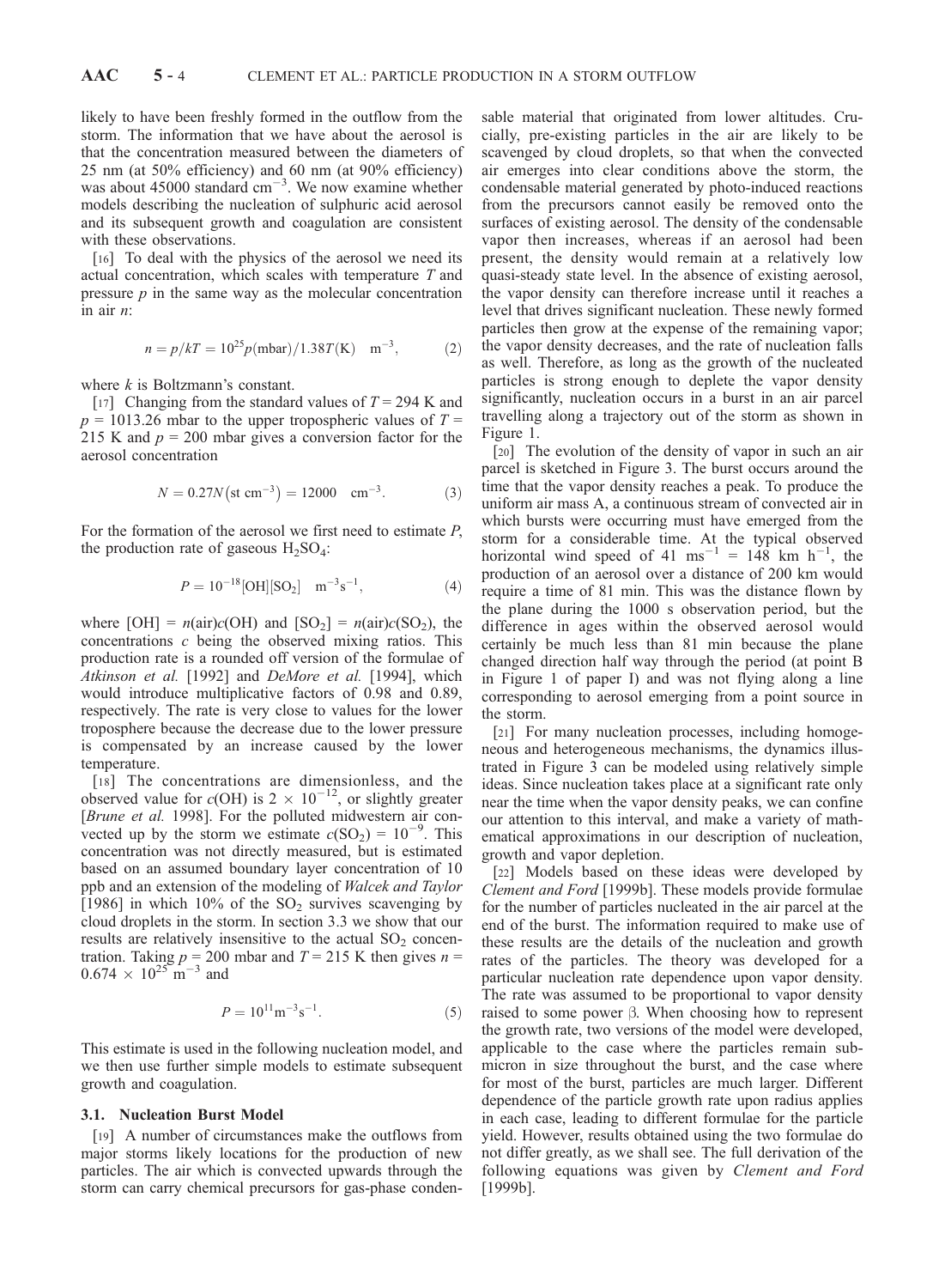likely to have been freshly formed in the outflow from the storm. The information that we have about the aerosol is that the concentration measured between the diameters of 25 nm (at 50% efficiency) and 60 nm (at 90% efficiency) was about 45000 standard $cm^{-3}$. We now examine whether models describing the nucleation of sulphuric acid aerosol and its subsequent growth and coagulation are consistent with these observations.

[16] To deal with the physics of the aerosol we need its actual concentration, which scales with temperature $T$ and pressure $p$ in the same way as the molecular concentration in air $n$:

$$n = p/kT = 10^{25} p(\text{mbar})/1.38T(\text{K}) \quad \text{m}^{-3}, \tag{2}$$

where $k$ is Boltzmann's constant.

[17] Changing from the standard values of $T = 294$ K and $p = 1013.26$ mbar to the upper tropospheric values of $T = 215$ K and $p = 200$ mbar gives a conversion factor for the aerosol concentration

$$N = 0.27N(\text{st cm}^{-3}) = 12000 \quad \text{cm}^{-3}. \tag{3}$$

For the formation of the aerosol we first need to estimate $P$, the production rate of gaseous $H_2SO_4$:

$$P = 10^{-18}[\text{OH}][\text{SO}_2] \quad \text{m}^{-3}\text{s}^{-1}, \tag{4}$$

where $[\text{OH}] = n(\text{air})c(\text{OH})$ and $[\text{SO}_2] = n(\text{air})c(\text{SO}_2)$, the concentrations $c$ being the observed mixing ratios. This production rate is a rounded off version of the formulae of *Atkinson et al.* [1992] and *DeMore et al.* [1994], which would introduce multiplicative factors of 0.98 and 0.89, respectively. The rate is very close to values for the lower troposphere because the decrease due to the lower pressure is compensated by an increase caused by the lower temperature.

[18] The concentrations are dimensionless, and the observed value for $c(\text{OH})$ is $2 \times 10^{-12}$, or slightly greater [*Brune et al.* 1998]. For the polluted midwestern air convected up by the storm we estimate $c(\text{SO}_2) = 10^{-9}$. This concentration was not directly measured, but is estimated based on an assumed boundary layer concentration of 10 ppb and an extension of the modeling of *Walcek and Taylor* [1986] in which 10% of the $SO_2$ survives scavenging by cloud droplets in the storm. In section 3.3 we show that our results are relatively insensitive to the actual $SO_2$ concentration. Taking $p = 200$ mbar and $T = 215$ K then gives $n = 0.674 \times 10^{25}$ $\text{m}^{-3}$ and

$$P = 10^{11}\text{m}^{-3}\text{s}^{-1}. \tag{5}$$

This estimate is used in the following nucleation model, and we then use further simple models to estimate subsequent growth and coagulation.

### 3.1. Nucleation Burst Model

[19] A number of circumstances make the outflows from major storms likely locations for the production of new particles. The air which is convected upwards through the storm can carry chemical precursors for gas-phase condensable material that originated from lower altitudes. Crucially, pre-existing particles in the air are likely to be scavenged by cloud droplets, so that when the convected air emerges into clear conditions above the storm, the condensable material generated by photo-induced reactions from the precursors cannot easily be removed onto the surfaces of existing aerosol. The density of the condensable vapor then increases, whereas if an aerosol had been present, the density would remain at a relatively low quasi-steady state level. In the absence of existing aerosol, the vapor density can therefore increase until it reaches a level that drives significant nucleation. These newly formed particles then grow at the expense of the remaining vapor; the vapor density decreases, and the rate of nucleation falls as well. Therefore, as long as the growth of the nucleated particles is strong enough to deplete the vapor density significantly, nucleation occurs in a burst in an air parcel travelling along a trajectory out of the storm as shown in Figure 1.

[20] The evolution of the density of vapor in such an air parcel is sketched in Figure 3. The burst occurs around the time that the vapor density reaches a peak. To produce the uniform air mass A, a continuous stream of convected air in which bursts were occurring must have emerged from the storm for a considerable time. At the typical observed horizontal wind speed of 41 $\text{ms}^{-1}$ = 148 km $\text{h}^{-1}$, the production of an aerosol over a distance of 200 km would require a time of 81 min. This was the distance flown by the plane during the 1000 s observation period, but the difference in ages within the observed aerosol would certainly be much less than 81 min because the plane changed direction half way through the period (at point B in Figure 1 of paper I) and was not flying along a line corresponding to aerosol emerging from a point source in the storm.

[21] For many nucleation processes, including homogeneous and heterogeneous mechanisms, the dynamics illustrated in Figure 3 can be modeled using relatively simple ideas. Since nucleation takes place at a significant rate only near the time when the vapor density peaks, we can confine our attention to this interval, and make a variety of mathematical approximations in our description of nucleation, growth and vapor depletion.

[22] Models based on these ideas were developed by *Clement and Ford* [1999b]. These models provide formulae for the number of particles nucleated in the air parcel at the end of the burst. The information required to make use of these results are the details of the nucleation and growth rates of the particles. The theory was developed for a particular nucleation rate dependence upon vapor density. The rate was assumed to be proportional to vapor density raised to some power β. When choosing how to represent the growth rate, two versions of the model were developed, applicable to the case where the particles remain submicron in size throughout the burst, and the case where for most of the burst, particles are much larger. Different dependence of the particle growth rate upon radius applies in each case, leading to different formulae for the particle yield. However, results obtained using the two formulae do not differ greatly, as we shall see. The full derivation of the following equations was given by *Clement and Ford* [1999b].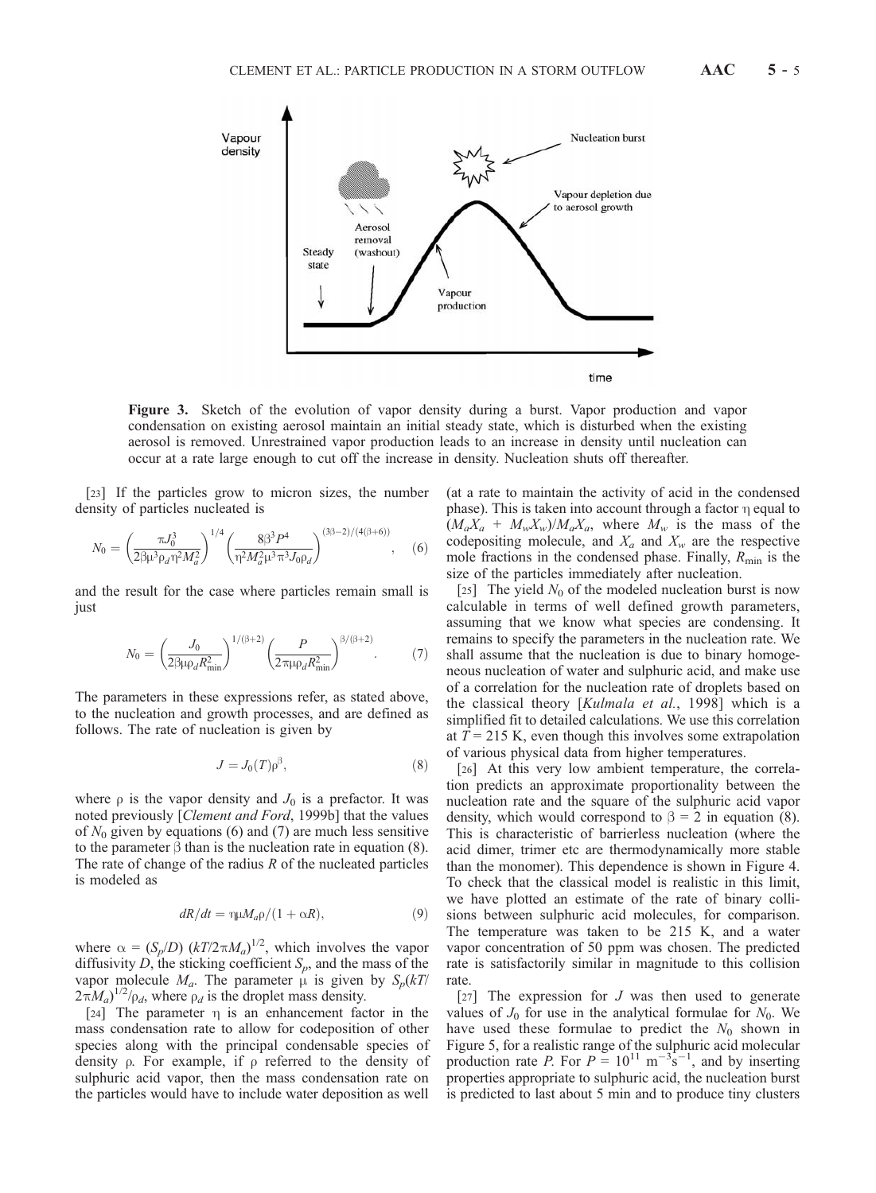**Figure 3.** Sketch of the evolution of vapor density during a burst. Vapor production and vapor condensation on existing aerosol maintain an initial steady state, which is disturbed when the existing aerosol is removed. Unrestrained vapor production leads to an increase in density until nucleation can occur at a rate large enough to cut off the increase in density. Nucleation shuts off thereafter.

[23] If the particles grow to micron sizes, the number density of particles nucleated is

$$N_0 = \left(\frac{\pi J_0^3}{2\beta\mu^3\rho_d\eta^2 M_a^2}\right)^{1/4}\left(\frac{8\beta^3 P^4}{\eta^2 M_a^2\mu^3\pi^3 J_0\rho_d}\right)^{(3\beta-2)/(4(\beta+6))}, \quad (6)$$

and the result for the case where particles remain small is just

$$N_0 = \left(\frac{J_0}{2\beta\mu\rho_d R_{\min}^2}\right)^{1/(\beta+2)}\left(\frac{P}{2\pi\mu\rho_d R_{\min}^2}\right)^{\beta/(\beta+2)}. \quad (7)$$

The parameters in these expressions refer, as stated above, to the nucleation and growth processes, and are defined as follows. The rate of nucleation is given by

$$J = J_0(T)\rho^\beta, \quad (8)$$

where $\rho$ is the vapor density and $J_0$ is a prefactor. It was noted previously [*Clement and Ford*, 1999b] that the values of $N_0$ given by equations (6) and (7) are much less sensitive to the parameter $\beta$ than is the nucleation rate in equation (8). The rate of change of the radius $R$ of the nucleated particles is modeled as

$$dR/dt = \eta\mu M_a\rho/(1 + \alpha R), \quad (9)$$

where $\alpha = (S_p/D)\,(kT/2\pi M_a)^{1/2}$, which involves the vapor diffusivity $D$, the sticking coefficient $S_p$, and the mass of the vapor molecule $M_a$. The parameter $\mu$ is given by $S_p(kT/2\pi M_a)^{1/2}/\rho_d$, where $\rho_d$ is the droplet mass density.

[24] The parameter $\eta$ is an enhancement factor in the mass condensation rate to allow for codeposition of other species along with the principal condensable species of density $\rho$. For example, if $\rho$ referred to the density of sulphuric acid vapor, then the mass condensation rate on the particles would have to include water deposition as well (at a rate to maintain the activity of acid in the condensed phase). This is taken into account through a factor $\eta$ equal to $(M_aX_a + M_wX_w)/M_aX_a$, where $M_w$ is the mass of the codepositing molecule, and $X_a$ and $X_w$ are the respective mole fractions in the condensed phase. Finally, $R_{\min}$ is the size of the particles immediately after nucleation.

[25] The yield $N_0$ of the modeled nucleation burst is now calculable in terms of well defined growth parameters, assuming that we know what species are condensing. It remains to specify the parameters in the nucleation rate. We shall assume that the nucleation is due to binary homogeneous nucleation of water and sulphuric acid, and make use of a correlation for the nucleation rate of droplets based on the classical theory [*Kulmala et al.*, 1998] which is a simplified fit to detailed calculations. We use this correlation at $T = 215$ K, even though this involves some extrapolation of various physical data from higher temperatures.

[26] At this very low ambient temperature, the correlation predicts an approximate proportionality between the nucleation rate and the square of the sulphuric acid vapor density, which would correspond to $\beta = 2$ in equation (8). This is characteristic of barrierless nucleation (where the acid dimer, trimer etc are thermodynamically more stable than the monomer). This dependence is shown in Figure 4. To check that the classical model is realistic in this limit, we have plotted an estimate of the rate of binary collisions between sulphuric acid molecules, for comparison. The temperature was taken to be 215 K, and a water vapor concentration of 50 ppm was chosen. The predicted rate is satisfactorily similar in magnitude to this collision rate.

[27] The expression for $J$ was then used to generate values of $J_0$ for use in the analytical formulae for $N_0$. We have used these formulae to predict the $N_0$ shown in Figure 5, for a realistic range of the sulphuric acid molecular production rate $P$. For $P = 10^{11}$ $m^{-3}s^{-1}$, and by inserting properties appropriate to sulphuric acid, the nucleation burst is predicted to last about 5 min and to produce tiny clusters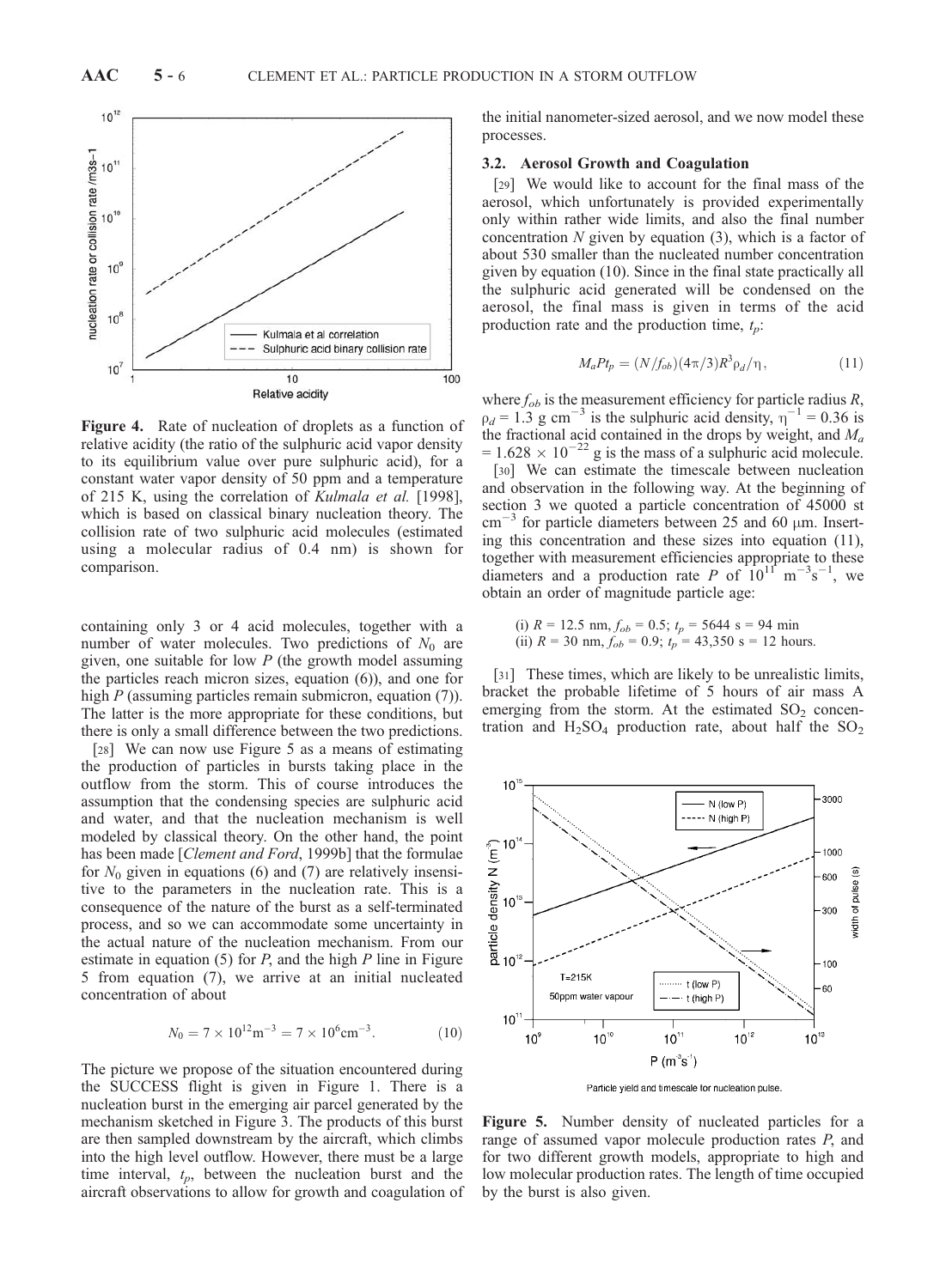**Figure 4.** Rate of nucleation of droplets as a function of relative acidity (the ratio of the sulphuric acid vapor density to its equilibrium value over pure sulphuric acid), for a constant water vapor density of 50 ppm and a temperature of 215 K, using the correlation of *Kulmala et al.* [1998], which is based on classical binary nucleation theory. The collision rate of two sulphuric acid molecules (estimated using a molecular radius of 0.4 nm) is shown for comparison.

containing only 3 or 4 acid molecules, together with a number of water molecules. Two predictions of $N_0$ are given, one suitable for low $P$ (the growth model assuming the particles reach micron sizes, equation (6)), and one for high $P$ (assuming particles remain submicron, equation (7)). The latter is the more appropriate for these conditions, but there is only a small difference between the two predictions.

[28] We can now use Figure 5 as a means of estimating the production of particles in bursts taking place in the outflow from the storm. This of course introduces the assumption that the condensing species are sulphuric acid and water, and that the nucleation mechanism is well modeled by classical theory. On the other hand, the point has been made [*Clement and Ford*, 1999b] that the formulae for $N_0$ given in equations (6) and (7) are relatively insensitive to the parameters in the nucleation rate. This is a consequence of the nature of the burst as a self-terminated process, and so we can accommodate some uncertainty in the actual nature of the nucleation mechanism. From our estimate in equation (5) for $P$, and the high $P$ line in Figure 5 from equation (7), we arrive at an initial nucleated concentration of about

$$N_0 = 7 \times 10^{12} \mathrm{m}^{-3} = 7 \times 10^{6} \mathrm{cm}^{-3}. \tag{10}$$

The picture we propose of the situation encountered during the SUCCESS flight is given in Figure 1. There is a nucleation burst in the emerging air parcel generated by the mechanism sketched in Figure 3. The products of this burst are then sampled downstream by the aircraft, which climbs into the high level outflow. However, there must be a large time interval, $t_p$, between the nucleation burst and the aircraft observations to allow for growth and coagulation of the initial nanometer-sized aerosol, and we now model these processes.

### 3.2. Aerosol Growth and Coagulation

[29] We would like to account for the final mass of the aerosol, which unfortunately is provided experimentally only within rather wide limits, and also the final number concentration $N$ given by equation (3), which is a factor of about 530 smaller than the nucleated number concentration given by equation (10). Since in the final state practically all the sulphuric acid generated will be condensed on the aerosol, the final mass is given in terms of the acid production rate and the production time, $t_p$:

$$M_a P t_p = (N/f_{ob})(4\pi/3)R^3 \rho_d/\eta, \tag{11}$$

where $f_{ob}$ is the measurement efficiency for particle radius $R$, $\rho_d = 1.3$ g cm$^{-3}$ is the sulphuric acid density, $\eta^{-1} = 0.36$ is the fractional acid contained in the drops by weight, and $M_a = 1.628 \times 10^{-22}$ g is the mass of a sulphuric acid molecule.

[30] We can estimate the timescale between nucleation and observation in the following way. At the beginning of section 3 we quoted a particle concentration of 45000 st cm$^{-3}$ for particle diameters between 25 and 60 μm. Inserting this concentration and these sizes into equation (11), together with measurement efficiencies appropriate to these diameters and a production rate $P$ of $10^{11}$ m$^{-3}$s$^{-1}$, we obtain an order of magnitude particle age:

(i) $R = 12.5$ nm, $f_{ob} = 0.5$; $t_p = 5644$ s = 94 min
(ii) $R = 30$ nm, $f_{ob} = 0.9$; $t_p = 43{,}350$ s = 12 hours.

[31] These times, which are likely to be unrealistic limits, bracket the probable lifetime of 5 hours of air mass A emerging from the storm. At the estimated $SO_2$ concentration and $H_2SO_4$ production rate, about half the $SO_2$

**Figure 5.** Number density of nucleated particles for a range of assumed vapor molecule production rates $P$, and for two different growth models, appropriate to high and low molecular production rates. The length of time occupied by the burst is also given.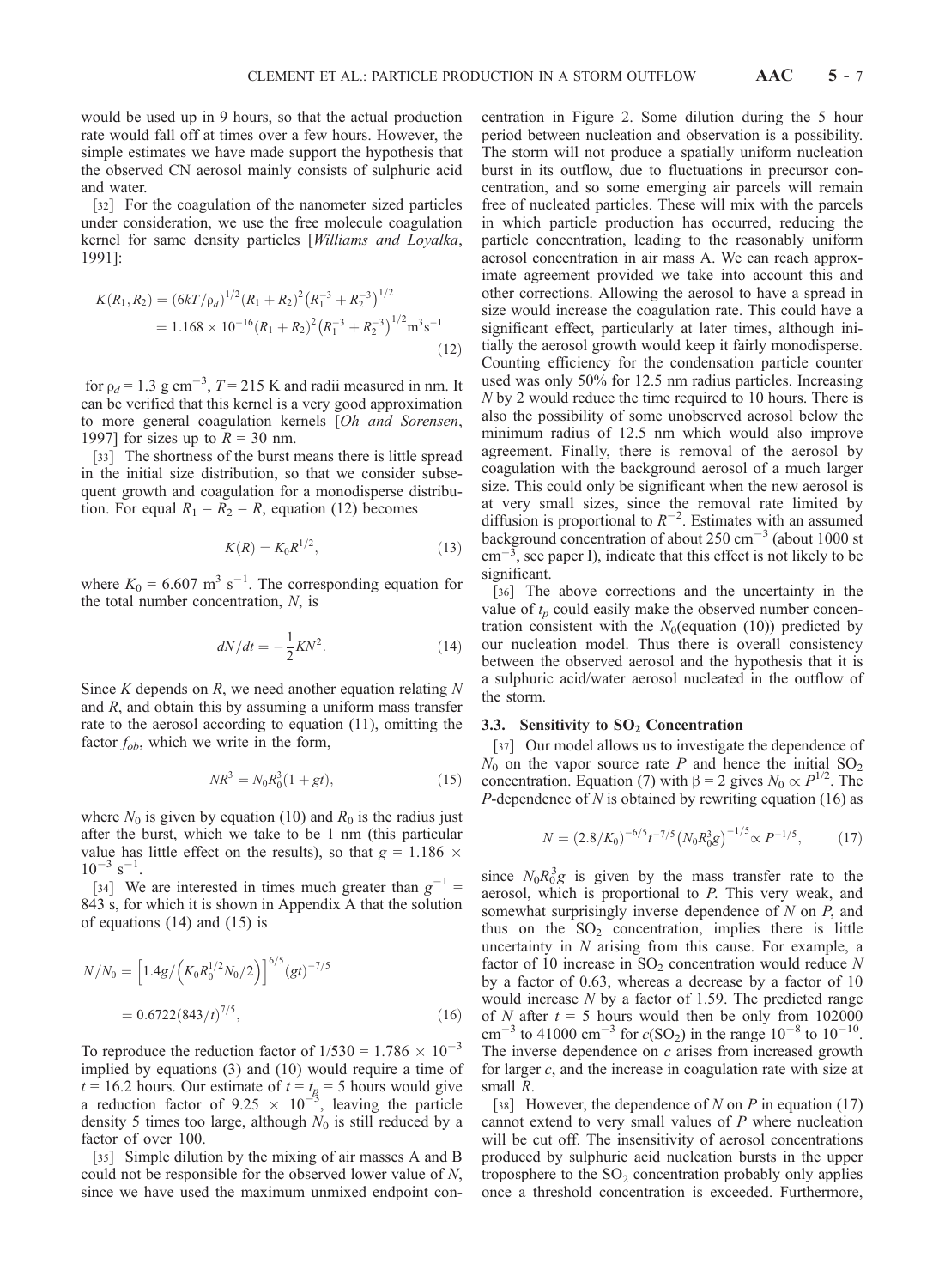would be used up in 9 hours, so that the actual production rate would fall off at times over a few hours. However, the simple estimates we have made support the hypothesis that the observed CN aerosol mainly consists of sulphuric acid and water.

[32] For the coagulation of the nanometer sized particles under consideration, we use the free molecule coagulation kernel for same density particles [*Williams and Loyalka*, 1991]:

$$K(R_1, R_2) = (6kT/\rho_d)^{1/2}(R_1 + R_2)^2\left(R_1^{-3} + R_2^{-3}\right)^{1/2} = 1.168 \times 10^{-16}(R_1 + R_2)^2\left(R_1^{-3} + R_2^{-3}\right)^{1/2}\text{m}^3\text{s}^{-1} \tag{12}$$

for $\rho_d = 1.3$ g cm$^{-3}$, $T = 215$ K and radii measured in nm. It can be verified that this kernel is a very good approximation to more general coagulation kernels [*Oh and Sorensen*, 1997] for sizes up to $R = 30$ nm.

[33] The shortness of the burst means there is little spread in the initial size distribution, so that we consider subsequent growth and coagulation for a monodisperse distribution. For equal $R_1 = R_2 = R$, equation (12) becomes

$$K(R) = K_0 R^{1/2}, \tag{13}$$

where $K_0 = 6.607$ m$^3$ s$^{-1}$. The corresponding equation for the total number concentration, $N$, is

$$dN/dt = -\frac{1}{2}KN^2. \tag{14}$$

Since $K$ depends on $R$, we need another equation relating $N$ and $R$, and obtain this by assuming a uniform mass transfer rate to the aerosol according to equation (11), omitting the factor $f_{ob}$, which we write in the form,

$$NR^3 = N_0 R_0^3(1 + gt), \tag{15}$$

where $N_0$ is given by equation (10) and $R_0$ is the radius just after the burst, which we take to be 1 nm (this particular value has little effect on the results), so that $g = 1.186 \times 10^{-3}$ s$^{-1}$.

[34] We are interested in times much greater than $g^{-1} = 843$ s, for which it is shown in Appendix A that the solution of equations (14) and (15) is

$$N/N_0 = \left[1.4g/\left(K_0 R_0^{1/2} N_0/2\right)\right]^{6/5}(gt)^{-7/5} = 0.6722(843/t)^{7/5}, \tag{16}$$

To reproduce the reduction factor of $1/530 = 1.786 \times 10^{-3}$ implied by equations (3) and (10) would require a time of $t = 16.2$ hours. Our estimate of $t = t_p = 5$ hours would give a reduction factor of $9.25 \times 10^{-3}$, leaving the particle density 5 times too large, although $N_0$ is still reduced by a factor of over 100.

[35] Simple dilution by the mixing of air masses A and B could not be responsible for the observed lower value of $N$, since we have used the maximum unmixed endpoint concentration in Figure 2. Some dilution during the 5 hour period between nucleation and observation is a possibility. The storm will not produce a spatially uniform nucleation burst in its outflow, due to fluctuations in precursor concentration, and so some emerging air parcels will remain free of nucleated particles. These will mix with the parcels in which particle production has occurred, reducing the particle concentration, leading to the reasonably uniform aerosol concentration in air mass A. We can reach approximate agreement provided we take into account this and other corrections. Allowing the aerosol to have a spread in size would increase the coagulation rate. This could have a significant effect, particularly at later times, although initially the aerosol growth would keep it fairly monodisperse. Counting efficiency for the condensation particle counter used was only 50% for 12.5 nm radius particles. Increasing $N$ by 2 would reduce the time required to 10 hours. There is also the possibility of some unobserved aerosol below the minimum radius of 12.5 nm which would also improve agreement. Finally, there is removal of the aerosol by coagulation with the background aerosol of a much larger size. This could only be significant when the new aerosol is at very small sizes, since the removal rate limited by diffusion is proportional to $R^{-2}$. Estimates with an assumed background concentration of about 250 cm$^{-3}$ (about 1000 st cm$^{-3}$, see paper I), indicate that this effect is not likely to be significant.

[36] The above corrections and the uncertainty in the value of $t_p$ could easily make the observed number concentration consistent with the $N_0$(equation (10)) predicted by our nucleation model. Thus there is overall consistency between the observed aerosol and the hypothesis that it is a sulphuric acid/water aerosol nucleated in the outflow of the storm.

### 3.3. Sensitivity to $SO_2$ Concentration

[37] Our model allows us to investigate the dependence of $N_0$ on the vapor source rate $P$ and hence the initial $SO_2$ concentration. Equation (7) with $\beta = 2$ gives $N_0 \propto P^{1/2}$. The $P$-dependence of $N$ is obtained by rewriting equation (16) as

$$N = (2.8/K_0)^{-6/5} t^{-7/5}\left(N_0 R_0^3 g\right)^{-1/5} \propto P^{-1/5}, \tag{17}$$

since $N_0 R_0^3 g$ is given by the mass transfer rate to the aerosol, which is proportional to $P$. This very weak, and somewhat surprisingly inverse dependence of $N$ on $P$, and thus on the $SO_2$ concentration, implies there is little uncertainty in $N$ arising from this cause. For example, a factor of 10 increase in $SO_2$ concentration would reduce $N$ by a factor of 0.63, whereas a decrease by a factor of 10 would increase $N$ by a factor of 1.59. The predicted range of $N$ after $t = 5$ hours would then be only from 102000 cm$^{-3}$ to 41000 cm$^{-3}$ for $c(SO_2)$ in the range $10^{-8}$ to $10^{-10}$. The inverse dependence on $c$ arises from increased growth for larger $c$, and the increase in coagulation rate with size at small $R$.

[38] However, the dependence of $N$ on $P$ in equation (17) cannot extend to very small values of $P$ where nucleation will be cut off. The insensitivity of aerosol concentrations produced by sulphuric acid nucleation bursts in the upper troposphere to the $SO_2$ concentration probably only applies once a threshold concentration is exceeded. Furthermore,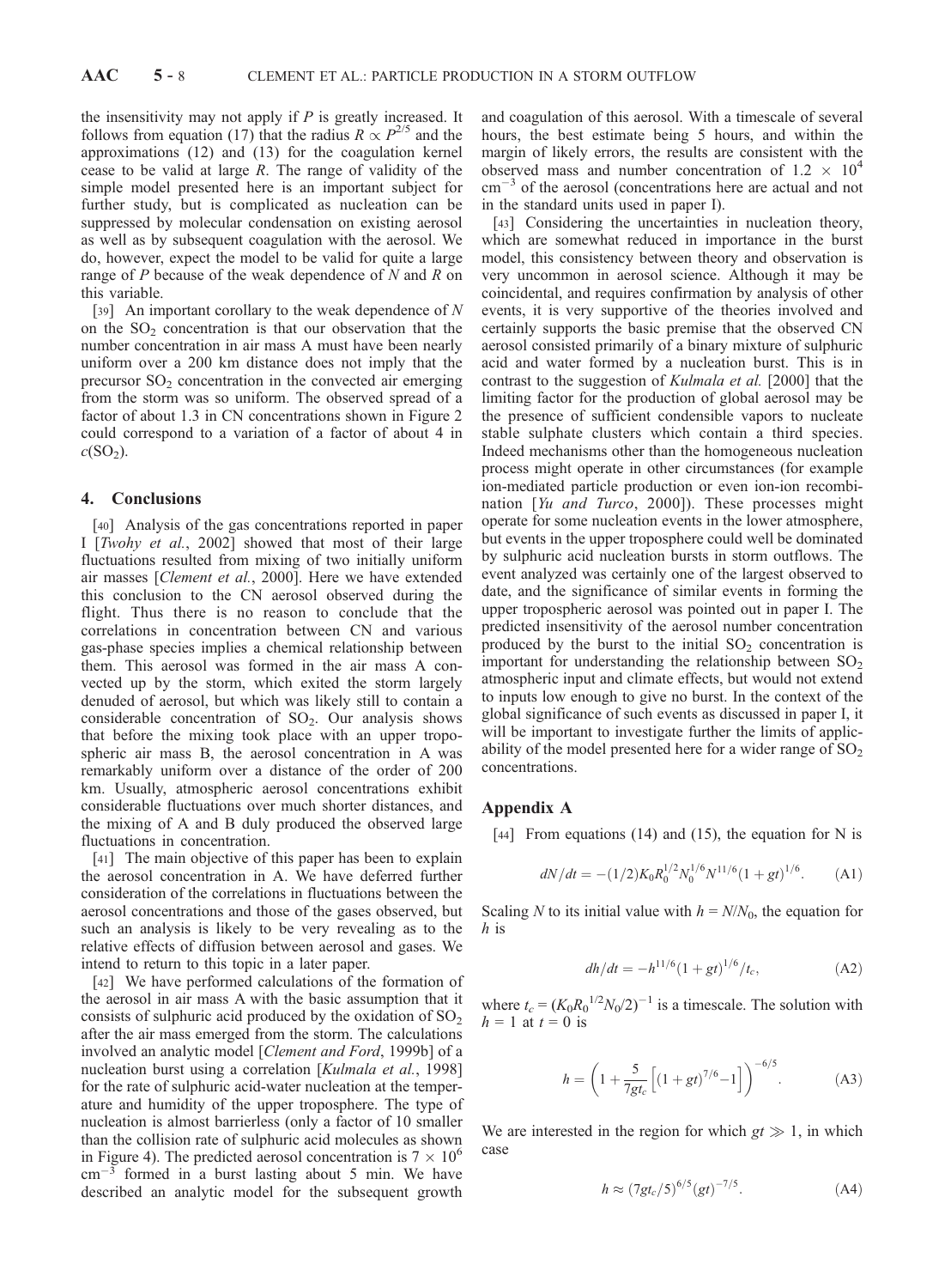the insensitivity may not apply if $P$ is greatly increased. It follows from equation (17) that the radius $R \propto P^{2/5}$ and the approximations (12) and (13) for the coagulation kernel cease to be valid at large $R$. The range of validity of the simple model presented here is an important subject for further study, but is complicated as nucleation can be suppressed by molecular condensation on existing aerosol as well as by subsequent coagulation with the aerosol. We do, however, expect the model to be valid for quite a large range of $P$ because of the weak dependence of $N$ and $R$ on this variable.

[39] An important corollary to the weak dependence of $N$ on the $SO_2$ concentration is that our observation that the number concentration in air mass A must have been nearly uniform over a 200 km distance does not imply that the precursor $SO_2$ concentration in the convected air emerging from the storm was so uniform. The observed spread of a factor of about 1.3 in CN concentrations shown in Figure 2 could correspond to a variation of a factor of about 4 in $c(SO_2)$.

## 4. Conclusions

[40] Analysis of the gas concentrations reported in paper I [*Twohy et al.*, 2002] showed that most of their large fluctuations resulted from mixing of two initially uniform air masses [*Clement et al.*, 2000]. Here we have extended this conclusion to the CN aerosol observed during the flight. Thus there is no reason to conclude that the correlations in concentration between CN and various gas-phase species implies a chemical relationship between them. This aerosol was formed in the air mass A convected up by the storm, which exited the storm largely denuded of aerosol, but which was likely still to contain a considerable concentration of $SO_2$. Our analysis shows that before the mixing took place with an upper tropospheric air mass B, the aerosol concentration in A was remarkably uniform over a distance of the order of 200 km. Usually, atmospheric aerosol concentrations exhibit considerable fluctuations over much shorter distances, and the mixing of A and B duly produced the observed large fluctuations in concentration.

[41] The main objective of this paper has been to explain the aerosol concentration in A. We have deferred further consideration of the correlations in fluctuations between the aerosol concentrations and those of the gases observed, but such an analysis is likely to be very revealing as to the relative effects of diffusion between aerosol and gases. We intend to return to this topic in a later paper.

[42] We have performed calculations of the formation of the aerosol in air mass A with the basic assumption that it consists of sulphuric acid produced by the oxidation of $SO_2$ after the air mass emerged from the storm. The calculations involved an analytic model [*Clement and Ford*, 1999b] of a nucleation burst using a correlation [*Kulmala et al.*, 1998] for the rate of sulphuric acid-water nucleation at the temperature and humidity of the upper troposphere. The type of nucleation is almost barrierless (only a factor of 10 smaller than the collision rate of sulphuric acid molecules as shown in Figure 4). The predicted aerosol concentration is $7 \times 10^6$ $cm^{-3}$ formed in a burst lasting about 5 min. We have described an analytic model for the subsequent growth and coagulation of this aerosol. With a timescale of several hours, the best estimate being 5 hours, and within the margin of likely errors, the results are consistent with the observed mass and number concentration of $1.2 \times 10^4$ $cm^{-3}$ of the aerosol (concentrations here are actual and not in the standard units used in paper I).

[43] Considering the uncertainties in nucleation theory, which are somewhat reduced in importance in the burst model, this consistency between theory and observation is very uncommon in aerosol science. Although it may be coincidental, and requires confirmation by analysis of other events, it is very supportive of the theories involved and certainly supports the basic premise that the observed CN aerosol consisted primarily of a binary mixture of sulphuric acid and water formed by a nucleation burst. This is in contrast to the suggestion of *Kulmala et al.* [2000] that the limiting factor for the production of global aerosol may be the presence of sufficient condensible vapors to nucleate stable sulphate clusters which contain a third species. Indeed mechanisms other than the homogeneous nucleation process might operate in other circumstances (for example ion-mediated particle production or even ion-ion recombination [*Yu and Turco*, 2000]). These processes might operate for some nucleation events in the lower atmosphere, but events in the upper troposphere could well be dominated by sulphuric acid nucleation bursts in storm outflows. The event analyzed was certainly one of the largest observed to date, and the significance of similar events in forming the upper tropospheric aerosol was pointed out in paper I. The predicted insensitivity of the aerosol number concentration produced by the burst to the initial $SO_2$ concentration is important for understanding the relationship between $SO_2$ atmospheric input and climate effects, but would not extend to inputs low enough to give no burst. In the context of the global significance of such events as discussed in paper I, it will be important to investigate further the limits of applicability of the model presented here for a wider range of $SO_2$ concentrations.

## Appendix A

[44] From equations (14) and (15), the equation for N is

$$dN/dt = -(1/2)K_0R_0^{1/2}N_0^{1/6}N^{11/6}(1+gt)^{1/6}. \tag{A1}$$

Scaling $N$ to its initial value with $h = N/N_0$, the equation for $h$ is

$$dh/dt = -h^{11/6}(1+gt)^{1/6}/t_c, \tag{A2}$$

where $t_c = (K_0R_0^{1/2}N_0/2)^{-1}$ is a timescale. The solution with $h = 1$ at $t = 0$ is

$$h = \left(1 + \frac{5}{7gt_c}\left[(1+gt)^{7/6} - 1\right]\right)^{-6/5}. \tag{A3}$$

We are interested in the region for which $gt \gg 1$, in which case

$$h \approx (7gt_c/5)^{6/5}(gt)^{-7/5}. \tag{A4}$$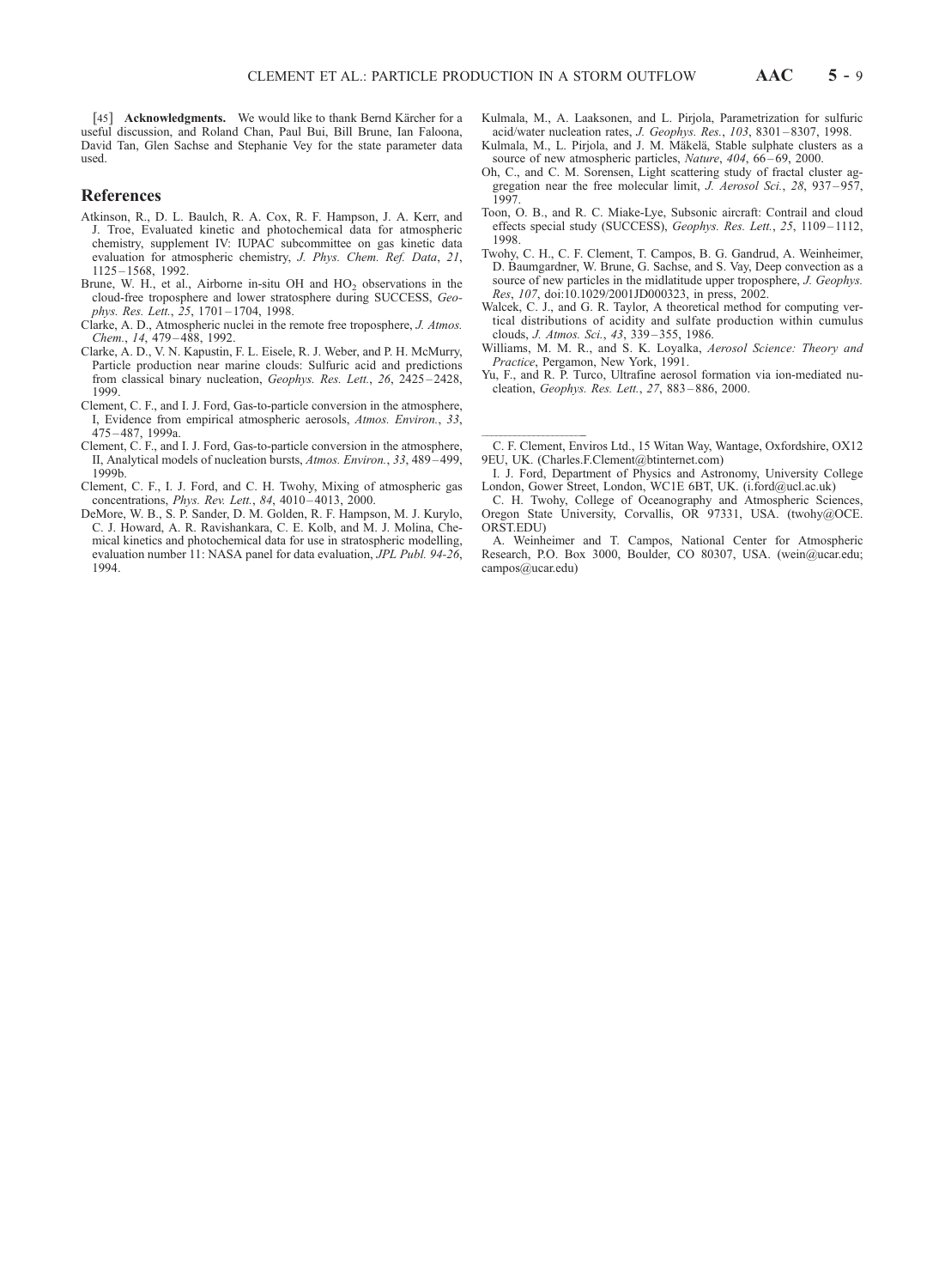[45] **Acknowledgments.** We would like to thank Bernd Kärcher for a useful discussion, and Roland Chan, Paul Bui, Bill Brune, Ian Faloona, David Tan, Glen Sachse and Stephanie Vey for the state parameter data used.

## References

Atkinson, R., D. L. Baulch, R. A. Cox, R. F. Hampson, J. A. Kerr, and J. Troe, Evaluated kinetic and photochemical data for atmospheric chemistry, supplement IV: IUPAC subcommittee on gas kinetic data evaluation for atmospheric chemistry, *J. Phys. Chem. Ref. Data*, *21*, 1125–1568, 1992.

Brune, W. H., et al., Airborne in-situ OH and $HO_2$ observations in the cloud-free troposphere and lower stratosphere during SUCCESS, *Geophys. Res. Lett.*, *25*, 1701–1704, 1998.

Clarke, A. D., Atmospheric nuclei in the remote free troposphere, *J. Atmos. Chem.*, *14*, 479–488, 1992.

Clarke, A. D., V. N. Kapustin, F. L. Eisele, R. J. Weber, and P. H. McMurry, Particle production near marine clouds: Sulfuric acid and predictions from classical binary nucleation, *Geophys. Res. Lett.*, *26*, 2425–2428, 1999.

Clement, C. F., and I. J. Ford, Gas-to-particle conversion in the atmosphere, I, Evidence from empirical atmospheric aerosols, *Atmos. Environ.*, *33*, 475–487, 1999a.

Clement, C. F., and I. J. Ford, Gas-to-particle conversion in the atmosphere, II, Analytical models of nucleation bursts, *Atmos. Environ.*, *33*, 489–499, 1999b.

Clement, C. F., I. J. Ford, and C. H. Twohy, Mixing of atmospheric gas concentrations, *Phys. Rev. Lett.*, *84*, 4010–4013, 2000.

DeMore, W. B., S. P. Sander, D. M. Golden, R. F. Hampson, M. J. Kurylo, C. J. Howard, A. R. Ravishankara, C. E. Kolb, and M. J. Molina, Chemical kinetics and photochemical data for use in stratospheric modelling, evaluation number 11: NASA panel for data evaluation, *JPL Publ. 94-26*, 1994.

Kulmala, M., A. Laaksonen, and L. Pirjola, Parametrization for sulfuric acid/water nucleation rates, *J. Geophys. Res.*, *103*, 8301–8307, 1998.

Kulmala, M., L. Pirjola, and J. M. Mäkelä, Stable sulphate clusters as a source of new atmospheric particles, *Nature*, *404*, 66–69, 2000.

Oh, C., and C. M. Sorensen, Light scattering study of fractal cluster aggregation near the free molecular limit, *J. Aerosol Sci.*, *28*, 937–957, 1997.

Toon, O. B., and R. C. Miake-Lye, Subsonic aircraft: Contrail and cloud effects special study (SUCCESS), *Geophys. Res. Lett.*, *25*, 1109–1112, 1998.

Twohy, C. H., C. F. Clement, T. Campos, B. G. Gandrud, A. Weinheimer, D. Baumgardner, W. Brune, G. Sachse, and S. Vay, Deep convection as a source of new particles in the midlatitude upper troposphere, *J. Geophys. Res*, *107*, doi:10.1029/2001JD000323, in press, 2002.

Walcek, C. J., and G. R. Taylor, A theoretical method for computing vertical distributions of acidity and sulfate production within cumulus clouds, *J. Atmos. Sci.*, *43*, 339–355, 1986.

Williams, M. M. R., and S. K. Loyalka, *Aerosol Science: Theory and Practice*, Pergamon, New York, 1991.

Yu, F., and R. P. Turco, Ultrafine aerosol formation via ion-mediated nucleation, *Geophys. Res. Lett.*, *27*, 883–886, 2000.

---

C. F. Clement, Enviros Ltd., 15 Witan Way, Wantage, Oxfordshire, OX12 9EU, UK. (Charles.F.Clement@btinternet.com)

I. J. Ford, Department of Physics and Astronomy, University College London, Gower Street, London, WC1E 6BT, UK. (i.ford@ucl.ac.uk)

C. H. Twohy, College of Oceanography and Atmospheric Sciences, Oregon State University, Corvallis, OR 97331, USA. (twohy@OCE.ORST.EDU)

A. Weinheimer and T. Campos, National Center for Atmospheric Research, P.O. Box 3000, Boulder, CO 80307, USA. (wein@ucar.edu; campos@ucar.edu)